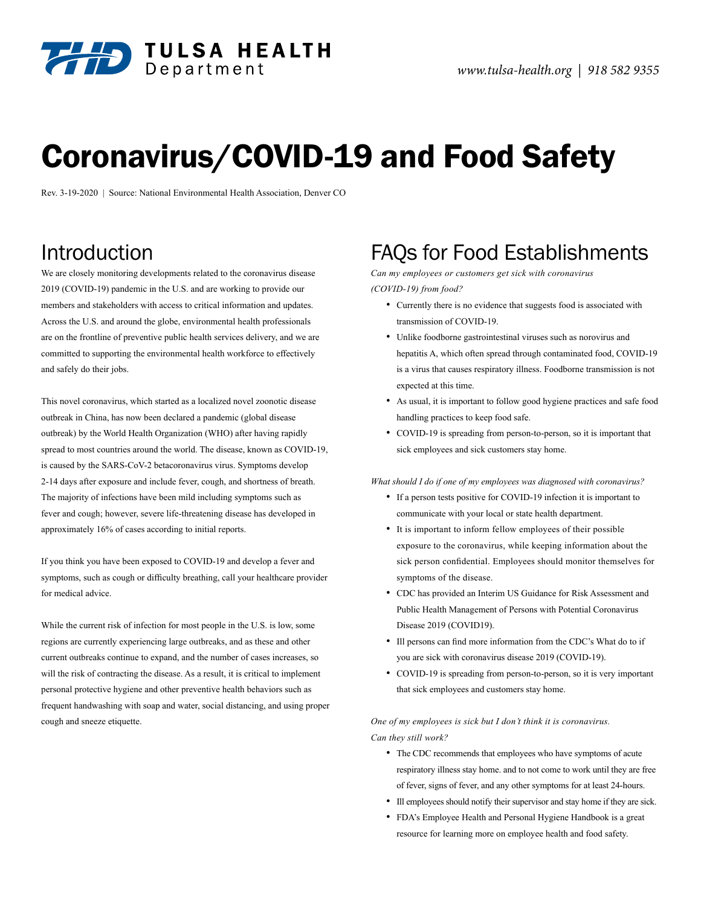# Coronavirus/COVID-19 and Food Safety

Rev. 3-19-2020 | Source: National Environmental Health Association, Denver CO

## Introduction

We are closely monitoring developments related to the coronavirus disease 2019 (COVID-19) pandemic in the U.S. and are working to provide our members and stakeholders with access to critical information and updates. Across the U.S. and around the globe, environmental health professionals are on the frontline of preventive public health services delivery, and we are committed to supporting the environmental health workforce to effectively and safely do their jobs.

This novel coronavirus, which started as a localized novel zoonotic disease outbreak in China, has now been declared a pandemic (global disease outbreak) by the World Health Organization (WHO) after having rapidly spread to most countries around the world. The disease, known as COVID-19, is caused by the SARS-CoV-2 betacoronavirus virus. Symptoms develop 2-14 days after exposure and include fever, cough, and shortness of breath. The majority of infections have been mild including symptoms such as fever and cough; however, severe life-threatening disease has developed in approximately 16% of cases according to initial reports.

If you think you have been exposed to COVID-19 and develop a fever and symptoms, such as cough or difficulty breathing, call your healthcare provider for medical advice.

While the current risk of infection for most people in the U.S. is low, some regions are currently experiencing large outbreaks, and as these and other current outbreaks continue to expand, and the number of cases increases, so will the risk of contracting the disease. As a result, it is critical to implement personal protective hygiene and other preventive health behaviors such as frequent handwashing with soap and water, social distancing, and using proper cough and sneeze etiquette.

## FAQs for Food Establishments

*Can my employees or customers get sick with coronavirus (COVID-19) from food?*

- Currently there is no evidence that suggests food is associated with transmission of COVID-19.
- Unlike foodborne gastrointestinal viruses such as norovirus and hepatitis A, which often spread through contaminated food, COVID-19 is a virus that causes respiratory illness. Foodborne transmission is not expected at this time.
- As usual, it is important to follow good hygiene practices and safe food handling practices to keep food safe.
- COVID-19 is spreading from person-to-person, so it is important that sick employees and sick customers stay home.

*What should I do if one of my employees was diagnosed with coronavirus?*

- If a person tests positive for COVID-19 infection it is important to communicate with your local or state health department.
- It is important to inform fellow employees of their possible exposure to the coronavirus, while keeping information about the sick person confidential. Employees should monitor themselves for symptoms of the disease.
- CDC has provided an Interim US Guidance for Risk Assessment and Public Health Management of Persons with Potential Coronavirus Disease 2019 (COVID19).
- Ill persons can find more information from the CDC's What do to if you are sick with coronavirus disease 2019 (COVID-19).
- COVID-19 is spreading from person-to-person, so it is very important that sick employees and customers stay home.

*One of my employees is sick but I don't think it is coronavirus. Can they still work?*

- The CDC recommends that employees who have symptoms of acute respiratory illness stay home. and to not come to work until they are free of fever, signs of fever, and any other symptoms for at least 24-hours.
- Ill employees should notify their supervisor and stay home if they are sick.
- FDA's Employee Health and Personal Hygiene Handbook is a great resource for learning more on employee health and food safety.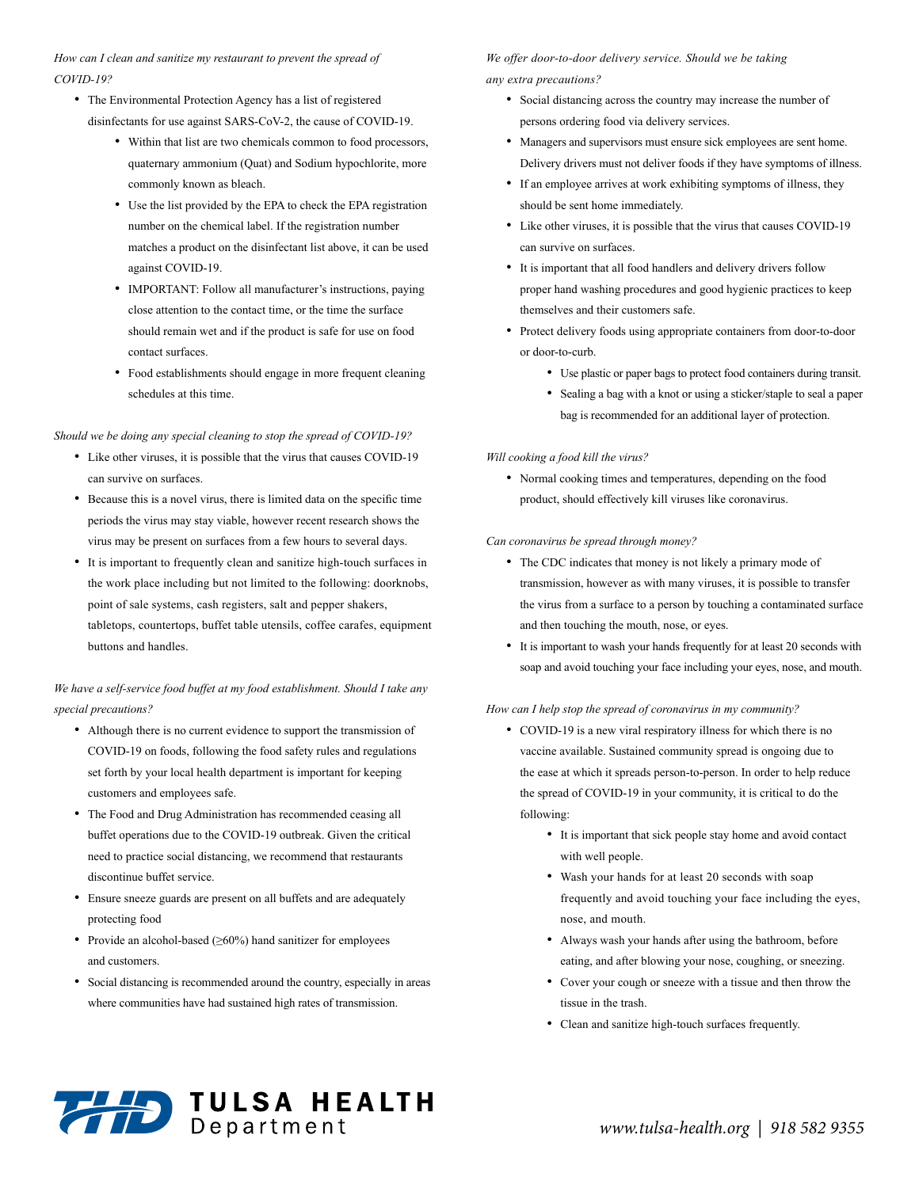*How can I clean and sanitize my restaurant to prevent the spread of COVID-19?*

- The Environmental Protection Agency has a list of registered disinfectants for use against SARS-CoV-2, the cause of COVID-19.
  - Within that list are two chemicals common to food processors, quaternary ammonium (Quat) and Sodium hypochlorite, more commonly known as bleach.
  - Use the list provided by the EPA to check the EPA registration number on the chemical label. If the registration number matches a product on the disinfectant list above, it can be used against COVID-19.
  - IMPORTANT: Follow all manufacturer's instructions, paying close attention to the contact time, or the time the surface should remain wet and if the product is safe for use on food contact surfaces.
  - Food establishments should engage in more frequent cleaning schedules at this time.

*Should we be doing any special cleaning to stop the spread of COVID-19?*

- Like other viruses, it is possible that the virus that causes COVID-19 can survive on surfaces.
- Because this is a novel virus, there is limited data on the specific time periods the virus may stay viable, however recent research shows the virus may be present on surfaces from a few hours to several days.
- It is important to frequently clean and sanitize high-touch surfaces in the work place including but not limited to the following: doorknobs, point of sale systems, cash registers, salt and pepper shakers, tabletops, countertops, buffet table utensils, coffee carafes, equipment buttons and handles.

*We have a self-service food buffet at my food establishment. Should I take any special precautions?*

- Although there is no current evidence to support the transmission of COVID-19 on foods, following the food safety rules and regulations set forth by your local health department is important for keeping customers and employees safe.
- The Food and Drug Administration has recommended ceasing all buffet operations due to the COVID-19 outbreak. Given the critical need to practice social distancing, we recommend that restaurants discontinue buffet service.
- Ensure sneeze guards are present on all buffets and are adequately protecting food
- Provide an alcohol-based (≥60%) hand sanitizer for employees and customers.
- Social distancing is recommended around the country, especially in areas where communities have had sustained high rates of transmission.

*We offer door-to-door delivery service. Should we be taking any extra precautions?*

- Social distancing across the country may increase the number of persons ordering food via delivery services.
- Managers and supervisors must ensure sick employees are sent home. Delivery drivers must not deliver foods if they have symptoms of illness.
- If an employee arrives at work exhibiting symptoms of illness, they should be sent home immediately.
- Like other viruses, it is possible that the virus that causes COVID-19 can survive on surfaces.
- It is important that all food handlers and delivery drivers follow proper hand washing procedures and good hygienic practices to keep themselves and their customers safe.
- Protect delivery foods using appropriate containers from door-to-door or door-to-curb.
  - Use plastic or paper bags to protect food containers during transit.
  - Sealing a bag with a knot or using a sticker/staple to seal a paper bag is recommended for an additional layer of protection.

*Will cooking a food kill the virus?*

- Normal cooking times and temperatures, depending on the food product, should effectively kill viruses like coronavirus.

*Can coronavirus be spread through money?*

- The CDC indicates that money is not likely a primary mode of transmission, however as with many viruses, it is possible to transfer the virus from a surface to a person by touching a contaminated surface and then touching the mouth, nose, or eyes.
- It is important to wash your hands frequently for at least 20 seconds with soap and avoid touching your face including your eyes, nose, and mouth.

*How can I help stop the spread of coronavirus in my community?*

- COVID-19 is a new viral respiratory illness for which there is no vaccine available. Sustained community spread is ongoing due to the ease at which it spreads person-to-person. In order to help reduce the spread of COVID-19 in your community, it is critical to do the following:
  - It is important that sick people stay home and avoid contact with well people.
  - Wash your hands for at least 20 seconds with soap frequently and avoid touching your face including the eyes, nose, and mouth.
  - Always wash your hands after using the bathroom, before eating, and after blowing your nose, coughing, or sneezing.
  - Cover your cough or sneeze with a tissue and then throw the tissue in the trash.
  - Clean and sanitize high-touch surfaces frequently.

THD TULSA HEALTH Department

*www.tulsa-health.org | 918 582 9355*